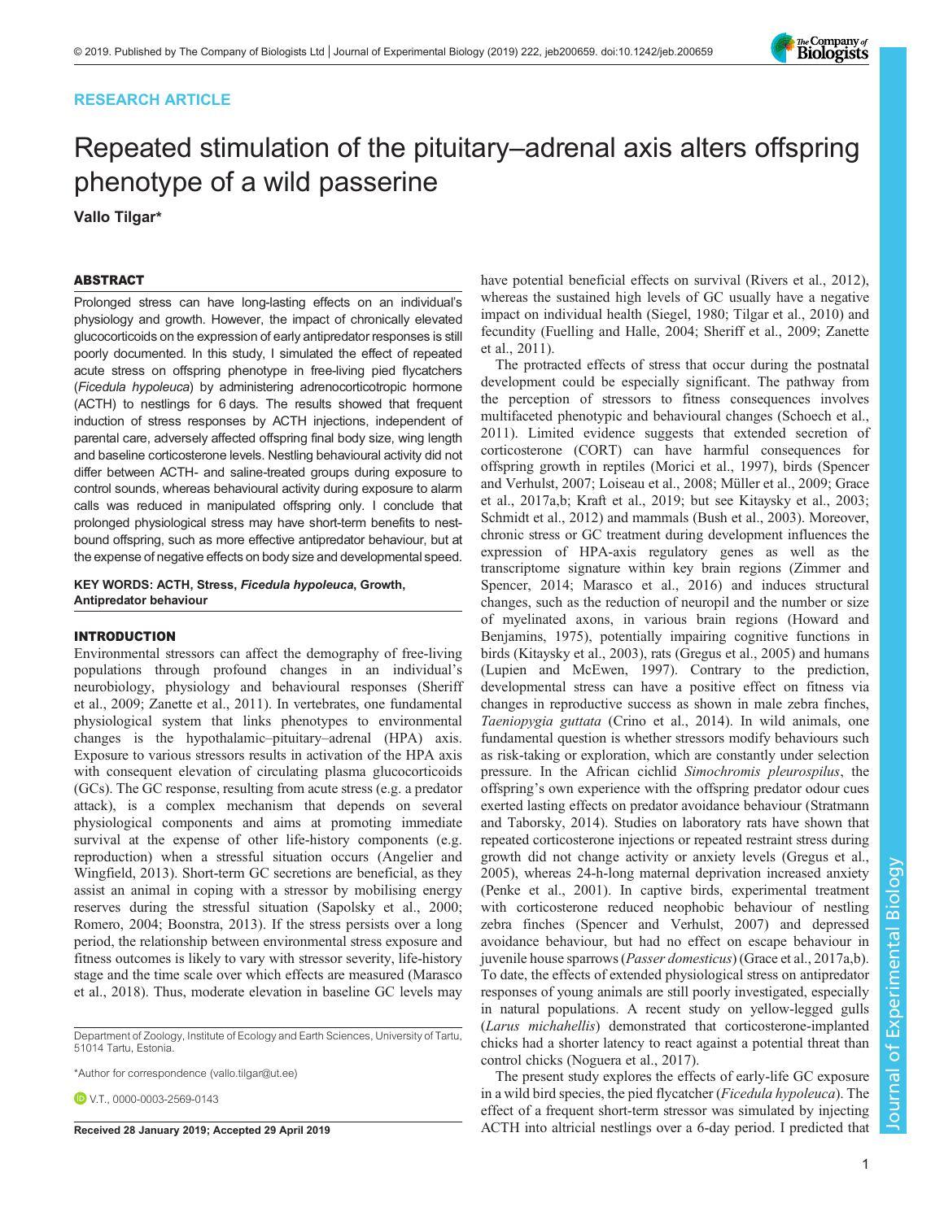RESEARCH ARTICLE

# Repeated stimulation of the pituitary–adrenal axis alters offspring phenotype of a wild passerine

Vallo Tilgar*

## ABSTRACT

Prolonged stress can have long-lasting effects on an individual's physiology and growth. However, the impact of chronically elevated glucocorticoids on the expression of early antipredator responses is still poorly documented. In this study, I simulated the effect of repeated acute stress on offspring phenotype in free-living pied flycatchers (*Ficedula hypoleuca*) by administering adrenocorticotropic hormone (ACTH) to nestlings for 6 days. The results showed that frequent induction of stress responses by ACTH injections, independent of parental care, adversely affected offspring final body size, wing length and baseline corticosterone levels. Nestling behavioural activity did not differ between ACTH- and saline-treated groups during exposure to control sounds, whereas behavioural activity during exposure to alarm calls was reduced in manipulated offspring only. I conclude that prolonged physiological stress may have short-term benefits to nest-bound offspring, such as more effective antipredator behaviour, but at the expense of negative effects on body size and developmental speed.

**KEY WORDS: ACTH, Stress, *Ficedula hypoleuca*, Growth, Antipredator behaviour**

## INTRODUCTION

Environmental stressors can affect the demography of free-living populations through profound changes in an individual's neurobiology, physiology and behavioural responses (Sheriff et al., 2009; Zanette et al., 2011). In vertebrates, one fundamental physiological system that links phenotypes to environmental changes is the hypothalamic–pituitary–adrenal (HPA) axis. Exposure to various stressors results in activation of the HPA axis with consequent elevation of circulating plasma glucocorticoids (GCs). The GC response, resulting from acute stress (e.g. a predator attack), is a complex mechanism that depends on several physiological components and aims at promoting immediate survival at the expense of other life-history components (e.g. reproduction) when a stressful situation occurs (Angelier and Wingfield, 2013). Short-term GC secretions are beneficial, as they assist an animal in coping with a stressor by mobilising energy reserves during the stressful situation (Sapolsky et al., 2000; Romero, 2004; Boonstra, 2013). If the stress persists over a long period, the relationship between environmental stress exposure and fitness outcomes is likely to vary with stressor severity, life-history stage and the time scale over which effects are measured (Marasco et al., 2018). Thus, moderate elevation in baseline GC levels may have potential beneficial effects on survival (Rivers et al., 2012), whereas the sustained high levels of GC usually have a negative impact on individual health (Siegel, 1980; Tilgar et al., 2010) and fecundity (Fuelling and Halle, 2004; Sheriff et al., 2009; Zanette et al., 2011).

The protracted effects of stress that occur during the postnatal development could be especially significant. The pathway from the perception of stressors to fitness consequences involves multifaceted phenotypic and behavioural changes (Schoech et al., 2011). Limited evidence suggests that extended secretion of corticosterone (CORT) can have harmful consequences for offspring growth in reptiles (Morici et al., 1997), birds (Spencer and Verhulst, 2007; Loiseau et al., 2008; Müller et al., 2009; Grace et al., 2017a,b; Kraft et al., 2019; but see Kitaysky et al., 2003; Schmidt et al., 2012) and mammals (Bush et al., 2003). Moreover, chronic stress or GC treatment during development influences the expression of HPA-axis regulatory genes as well as the transcriptome signature within key brain regions (Zimmer and Spencer, 2014; Marasco et al., 2016) and induces structural changes, such as the reduction of neuropil and the number or size of myelinated axons, in various brain regions (Howard and Benjamins, 1975), potentially impairing cognitive functions in birds (Kitaysky et al., 2003), rats (Gregus et al., 2005) and humans (Lupien and McEwen, 1997). Contrary to the prediction, developmental stress can have a positive effect on fitness via changes in reproductive success as shown in male zebra finches, *Taeniopygia guttata* (Crino et al., 2014). In wild animals, one fundamental question is whether stressors modify behaviours such as risk-taking or exploration, which are constantly under selection pressure. In the African cichlid *Simochromis pleurospilus*, the offspring's own experience with the offspring predator odour cues exerted lasting effects on predator avoidance behaviour (Stratmann and Taborsky, 2014). Studies on laboratory rats have shown that repeated corticosterone injections or repeated restraint stress during growth did not change activity or anxiety levels (Gregus et al., 2005), whereas 24-h-long maternal deprivation increased anxiety (Penke et al., 2001). In captive birds, experimental treatment with corticosterone reduced neophobic behaviour of nestling zebra finches (Spencer and Verhulst, 2007) and depressed avoidance behaviour, but had no effect on escape behaviour in juvenile house sparrows (*Passer domesticus*) (Grace et al., 2017a,b). To date, the effects of extended physiological stress on antipredator responses of young animals are still poorly investigated, especially in natural populations. A recent study on yellow-legged gulls (*Larus michahellis*) demonstrated that corticosterone-implanted chicks had a shorter latency to react against a potential threat than control chicks (Noguera et al., 2017).

The present study explores the effects of early-life GC exposure in a wild bird species, the pied flycatcher (*Ficedula hypoleuca*). The effect of a frequent short-term stressor was simulated by injecting ACTH into altricial nestlings over a 6-day period. I predicted that

Department of Zoology, Institute of Ecology and Earth Sciences, University of Tartu, 51014 Tartu, Estonia.

*Author for correspondence (vallo.tilgar@ut.ee)

V.T., 0000-0003-2569-0143

Received 28 January 2019; Accepted 29 April 2019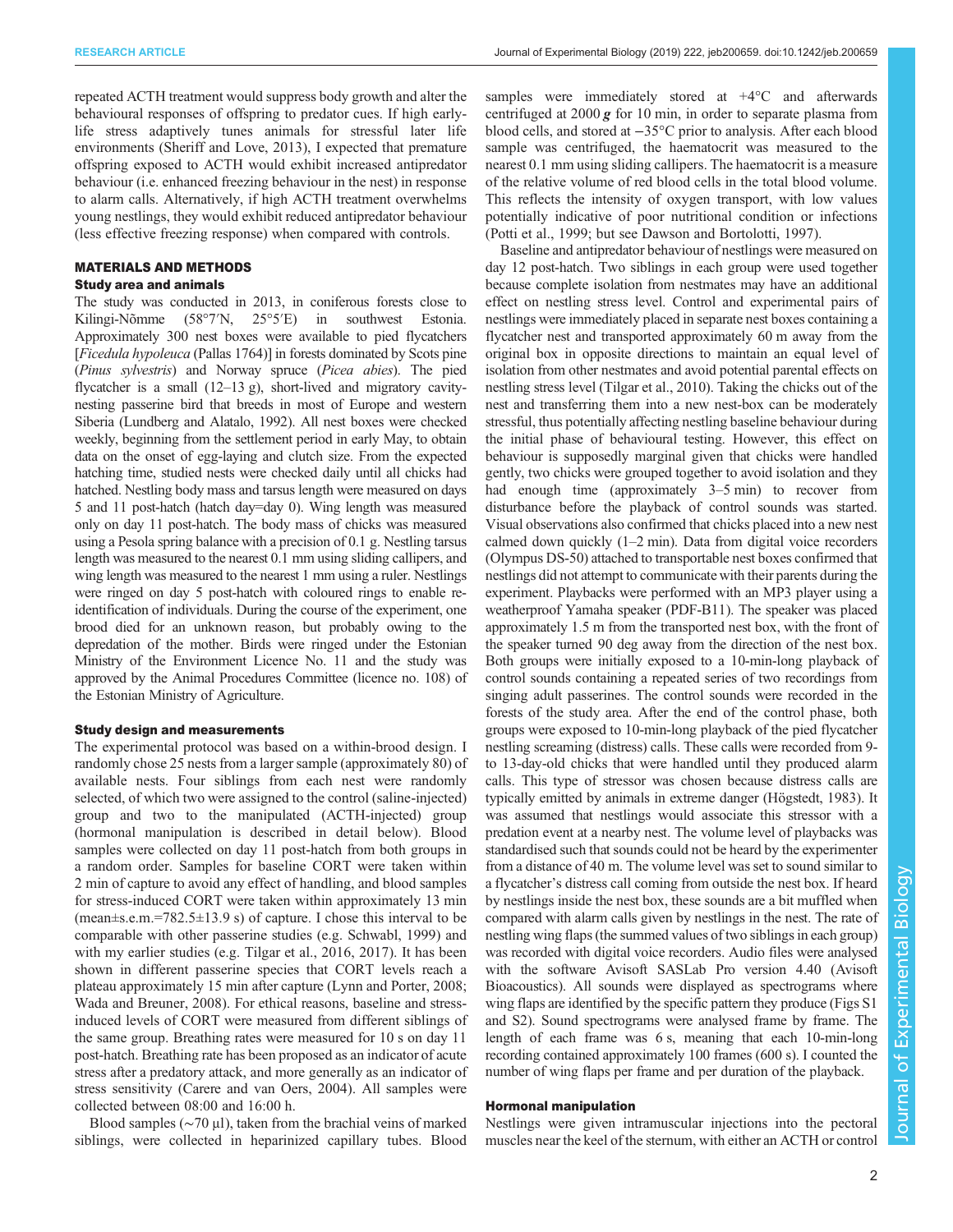repeated ACTH treatment would suppress body growth and alter the behavioural responses of offspring to predator cues. If high early-life stress adaptively tunes animals for stressful later life environments (Sheriff and Love, 2013), I expected that premature offspring exposed to ACTH would exhibit increased antipredator behaviour (i.e. enhanced freezing behaviour in the nest) in response to alarm calls. Alternatively, if high ACTH treatment overwhelms young nestlings, they would exhibit reduced antipredator behaviour (less effective freezing response) when compared with controls.

## MATERIALS AND METHODS

### Study area and animals

The study was conducted in 2013, in coniferous forests close to Kilingi-Nõmme (58°7′N, 25°5′E) in southwest Estonia. Approximately 300 nest boxes were available to pied flycatchers [*Ficedula hypoleuca* (Pallas 1764)] in forests dominated by Scots pine (*Pinus sylvestris*) and Norway spruce (*Picea abies*). The pied flycatcher is a small (12–13 g), short-lived and migratory cavity-nesting passerine bird that breeds in most of Europe and western Siberia (Lundberg and Alatalo, 1992). All nest boxes were checked weekly, beginning from the settlement period in early May, to obtain data on the onset of egg-laying and clutch size. From the expected hatching time, studied nests were checked daily until all chicks had hatched. Nestling body mass and tarsus length were measured on days 5 and 11 post-hatch (hatch day=day 0). Wing length was measured only on day 11 post-hatch. The body mass of chicks was measured using a Pesola spring balance with a precision of 0.1 g. Nestling tarsus length was measured to the nearest 0.1 mm using sliding callipers, and wing length was measured to the nearest 1 mm using a ruler. Nestlings were ringed on day 5 post-hatch with coloured rings to enable re-identification of individuals. During the course of the experiment, one brood died for an unknown reason, but probably owing to the depredation of the mother. Birds were ringed under the Estonian Ministry of the Environment Licence No. 11 and the study was approved by the Animal Procedures Committee (licence no. 108) of the Estonian Ministry of Agriculture.

### Study design and measurements

The experimental protocol was based on a within-brood design. I randomly chose 25 nests from a larger sample (approximately 80) of available nests. Four siblings from each nest were randomly selected, of which two were assigned to the control (saline-injected) group and two to the manipulated (ACTH-injected) group (hormonal manipulation is described in detail below). Blood samples were collected on day 11 post-hatch from both groups in a random order. Samples for baseline CORT were taken within 2 min of capture to avoid any effect of handling, and blood samples for stress-induced CORT were taken within approximately 13 min (mean±s.e.m.=782.5±13.9 s) of capture. I chose this interval to be comparable with other passerine studies (e.g. Schwabl, 1999) and with my earlier studies (e.g. Tilgar et al., 2016, 2017). It has been shown in different passerine species that CORT levels reach a plateau approximately 15 min after capture (Lynn and Porter, 2008; Wada and Breuner, 2008). For ethical reasons, baseline and stress-induced levels of CORT were measured from different siblings of the same group. Breathing rates were measured for 10 s on day 11 post-hatch. Breathing rate has been proposed as an indicator of acute stress after a predatory attack, and more generally as an indicator of stress sensitivity (Carere and van Oers, 2004). All samples were collected between 08:00 and 16:00 h.

Blood samples (~70 µl), taken from the brachial veins of marked siblings, were collected in heparinized capillary tubes. Blood samples were immediately stored at +4°C and afterwards centrifuged at 2000 ***g*** for 10 min, in order to separate plasma from blood cells, and stored at −35°C prior to analysis. After each blood sample was centrifuged, the haematocrit was measured to the nearest 0.1 mm using sliding callipers. The haematocrit is a measure of the relative volume of red blood cells in the total blood volume. This reflects the intensity of oxygen transport, with low values potentially indicative of poor nutritional condition or infections (Potti et al., 1999; but see Dawson and Bortolotti, 1997).

Baseline and antipredator behaviour of nestlings were measured on day 12 post-hatch. Two siblings in each group were used together because complete isolation from nestmates may have an additional effect on nestling stress level. Control and experimental pairs of nestlings were immediately placed in separate nest boxes containing a flycatcher nest and transported approximately 60 m away from the original box in opposite directions to maintain an equal level of isolation from other nestmates and avoid potential parental effects on nestling stress level (Tilgar et al., 2010). Taking the chicks out of the nest and transferring them into a new nest-box can be moderately stressful, thus potentially affecting nestling baseline behaviour during the initial phase of behavioural testing. However, this effect on behaviour is supposedly marginal given that chicks were handled gently, two chicks were grouped together to avoid isolation and they had enough time (approximately 3–5 min) to recover from disturbance before the playback of control sounds was started. Visual observations also confirmed that chicks placed into a new nest calmed down quickly (1–2 min). Data from digital voice recorders (Olympus DS-50) attached to transportable nest boxes confirmed that nestlings did not attempt to communicate with their parents during the experiment. Playbacks were performed with an MP3 player using a weatherproof Yamaha speaker (PDF-B11). The speaker was placed approximately 1.5 m from the transported nest box, with the front of the speaker turned 90 deg away from the direction of the nest box. Both groups were initially exposed to a 10-min-long playback of control sounds containing a repeated series of two recordings from singing adult passerines. The control sounds were recorded in the forests of the study area. After the end of the control phase, both groups were exposed to 10-min-long playback of the pied flycatcher nestling screaming (distress) calls. These calls were recorded from 9- to 13-day-old chicks that were handled until they produced alarm calls. This type of stressor was chosen because distress calls are typically emitted by animals in extreme danger (Högstedt, 1983). It was assumed that nestlings would associate this stressor with a predation event at a nearby nest. The volume level of playbacks was standardised such that sounds could not be heard by the experimenter from a distance of 40 m. The volume level was set to sound similar to a flycatcher's distress call coming from outside the nest box. If heard by nestlings inside the nest box, these sounds are a bit muffled when compared with alarm calls given by nestlings in the nest. The rate of nestling wing flaps (the summed values of two siblings in each group) was recorded with digital voice recorders. Audio files were analysed with the software Avisoft SASLab Pro version 4.40 (Avisoft Bioacoustics). All sounds were displayed as spectrograms where wing flaps are identified by the specific pattern they produce (Figs S1 and S2). Sound spectrograms were analysed frame by frame. The length of each frame was 6 s, meaning that each 10-min-long recording contained approximately 100 frames (600 s). I counted the number of wing flaps per frame and per duration of the playback.

### Hormonal manipulation

Nestlings were given intramuscular injections into the pectoral muscles near the keel of the sternum, with either an ACTH or control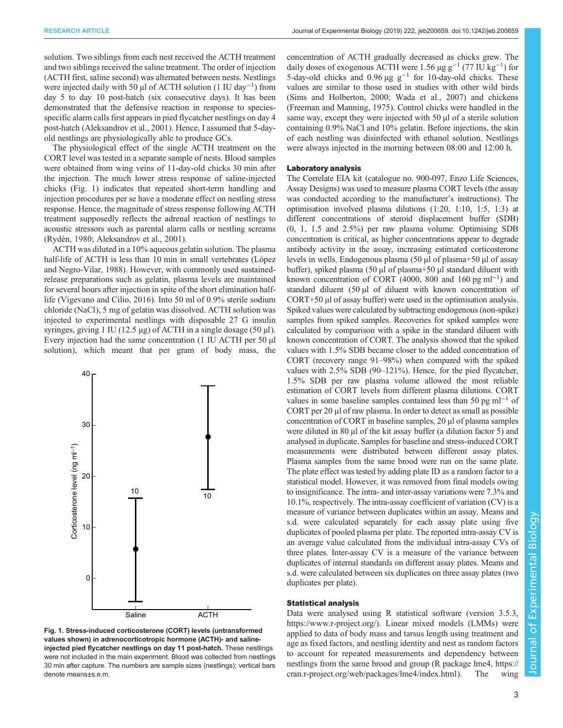solution. Two siblings from each nest received the ACTH treatment and two siblings received the saline treatment. The order of injection (ACTH first, saline second) was alternated between nests. Nestlings were injected daily with 50 µl of ACTH solution (1 IU day$^{-1}$) from day 5 to day 10 post-hatch (six consecutive days). It has been demonstrated that the defensive reaction in response to species-specific alarm calls first appears in pied flycatcher nestlings on day 4 post-hatch (Aleksandrov et al., 2001). Hence, I assumed that 5-day-old nestlings are physiologically able to produce GCs.

The physiological effect of the single ACTH treatment on the CORT level was tested in a separate sample of nests. Blood samples were obtained from wing veins of 11-day-old chicks 30 min after the injection. The much lower stress response of saline-injected chicks (Fig. 1) indicates that repeated short-term handling and injection procedures per se have a moderate effect on nestling stress response. Hence, the magnitude of stress response following ACTH treatment supposedly reflects the adrenal reaction of nestlings to acoustic stressors such as parental alarm calls or nestling screams (Rydén, 1980; Aleksandrov et al., 2001).

ACTH was diluted in a 10% aqueous gelatin solution. The plasma half-life of ACTH is less than 10 min in small vertebrates (López and Negro-Vilar, 1988). However, with commonly used sustained-release preparations such as gelatin, plasma levels are maintained for several hours after injection in spite of the short elimination half-life (Vigevano and Cilio, 2016). Into 50 ml of 0.9% sterile sodium chloride (NaCl), 5 mg of gelatin was dissolved. ACTH solution was injected to experimental nestlings with disposable 27 G insulin syringes, giving 1 IU (12.5 µg) of ACTH in a single dosage (50 µl). Every injection had the same concentration (1 IU ACTH per 50 µl solution), which meant that per gram of body mass, the concentration of ACTH gradually decreased as chicks grew. The daily doses of exogenous ACTH were 1.56 µg g$^{-1}$ (77 IU kg$^{-1}$) for 5-day-old chicks and 0.96 µg g$^{-1}$ for 10-day-old chicks. These values are similar to those used in studies with other wild birds (Sims and Holberton, 2000; Wada et al., 2007) and chickens (Freeman and Manning, 1975). Control chicks were handled in the same way, except they were injected with 50 µl of a sterile solution containing 0.9% NaCl and 10% gelatin. Before injections, the skin of each nestling was disinfected with ethanol solution. Nestlings were always injected in the morning between 08:00 and 12:00 h.

**Fig. 1. Stress-induced corticosterone (CORT) levels (untransformed values shown) in adrenocorticotropic hormone (ACTH)- and saline-injected pied flycatcher nestlings on day 11 post-hatch.** These nestlings were not included in the main experiment. Blood was collected from nestlings 30 min after capture. The numbers are sample sizes (nestlings); vertical bars denote means±s.e.m.

### Laboratory analysis

The Correlate EIA kit (catalogue no. 900-097, Enzo Life Sciences, Assay Designs) was used to measure plasma CORT levels (the assay was conducted according to the manufacturer's instructions). The optimisation involved plasma dilutions (1:20, 1:10, 1:5, 1:3) at different concentrations of steroid displacement buffer (SDB) (0, 1, 1.5 and 2.5%) per raw plasma volume. Optimising SDB concentration is critical, as higher concentrations appear to degrade antibody activity in the assay, increasing estimated corticosterone levels in wells. Endogenous plasma (50 µl of plasma+50 µl of assay buffer), spiked plasma (50 µl of plasma+50 µl standard diluent with known concentration of CORT (4000, 800 and 160 pg ml$^{-1}$) and standard diluent (50 µl of diluent with known concentration of CORT+50 µl of assay buffer) were used in the optimisation analysis. Spiked values were calculated by subtracting endogenous (non-spike) samples from spiked samples. Recoveries for spiked samples were calculated by comparison with a spike in the standard diluent with known concentration of CORT. The analysis showed that the spiked values with 1.5% SDB became closer to the added concentration of CORT (recovery range 91–98%) when compared with the spiked values with 2.5% SDB (90–121%). Hence, for the pied flycatcher, 1.5% SDB per raw plasma volume allowed the most reliable estimation of CORT levels from different plasma dilutions. CORT values in some baseline samples contained less than 50 pg ml$^{-1}$ of CORT per 20 µl of raw plasma. In order to detect as small as possible concentration of CORT in baseline samples, 20 µl of plasma samples were diluted in 80 µl of the kit assay buffer (a dilution factor 5) and analysed in duplicate. Samples for baseline and stress-induced CORT measurements were distributed between different assay plates. Plasma samples from the same brood were run on the same plate. The plate effect was tested by adding plate ID as a random factor to a statistical model. However, it was removed from final models owing to insignificance. The intra- and inter-assay variations were 7.3% and 10.1%, respectively. The intra-assay coefficient of variation (CV) is a measure of variance between duplicates within an assay. Means and s.d. were calculated separately for each assay plate using five duplicates of pooled plasma per plate. The reported intra-assay CV is an average value calculated from the individual intra-assay CVs of three plates. Inter-assay CV is a measure of the variance between duplicates of internal standards on different assay plates. Means and s.d. were calculated between six duplicates on three assay plates (two duplicates per plate).

### Statistical analysis

Data were analysed using R statistical software (version 3.5.3, https://www.r-project.org/). Linear mixed models (LMMs) were applied to data of body mass and tarsus length using treatment and age as fixed factors, and nestling identity and nest as random factors to account for repeated measurements and dependency between nestlings from the same brood and group (R package lme4, https://cran.r-project.org/web/packages/lme4/index.html). The wing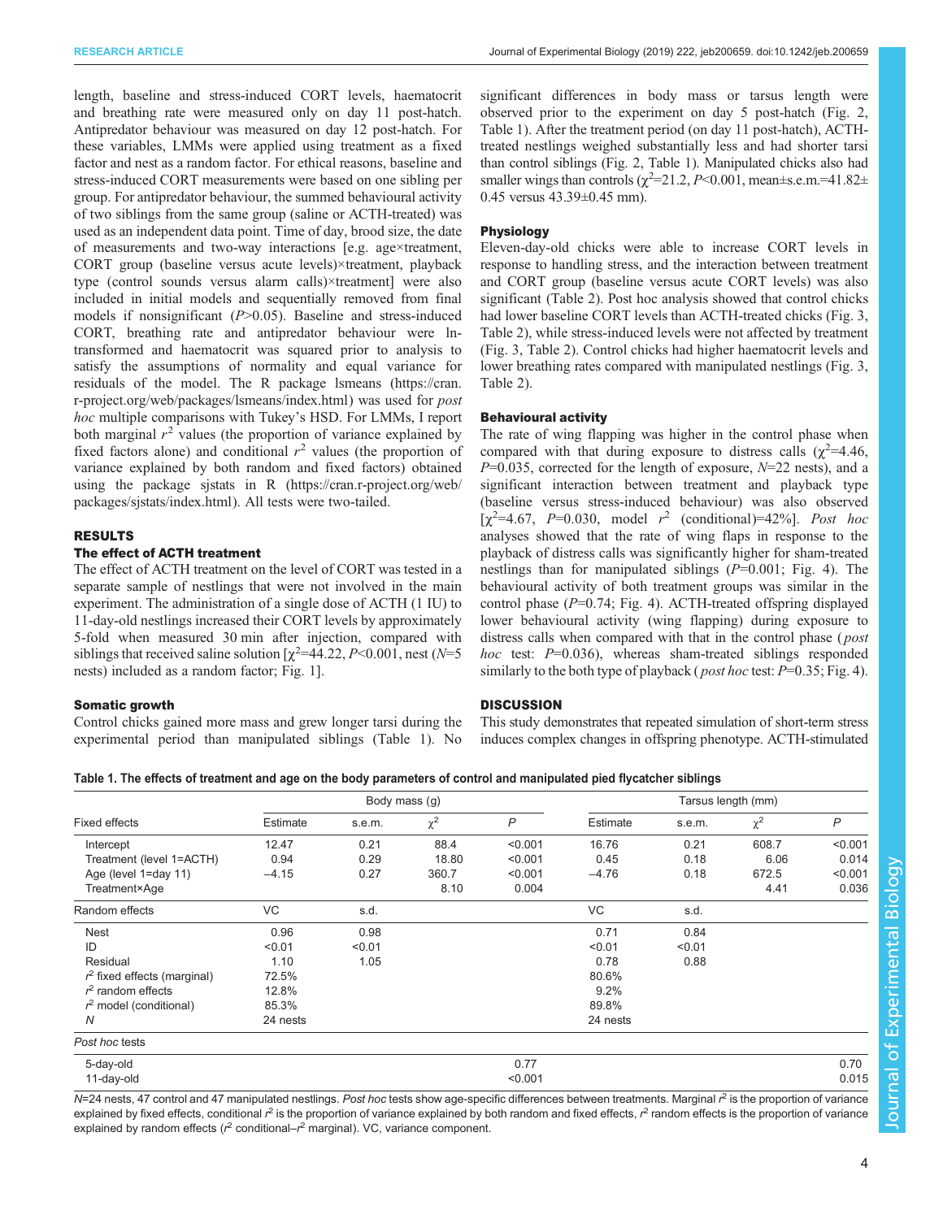length, baseline and stress-induced CORT levels, haematocrit and breathing rate were measured only on day 11 post-hatch. Antipredator behaviour was measured on day 12 post-hatch. For these variables, LMMs were applied using treatment as a fixed factor and nest as a random factor. For ethical reasons, baseline and stress-induced CORT measurements were based on one sibling per group. For antipredator behaviour, the summed behavioural activity of two siblings from the same group (saline or ACTH-treated) was used as an independent data point. Time of day, brood size, the date of measurements and two-way interactions [e.g. age×treatment, CORT group (baseline versus acute levels)×treatment, playback type (control sounds versus alarm calls)×treatment] were also included in initial models and sequentially removed from final models if nonsignificant ($P$>0.05). Baseline and stress-induced CORT, breathing rate and antipredator behaviour were ln-transformed and haematocrit was squared prior to analysis to satisfy the assumptions of normality and equal variance for residuals of the model. The R package lsmeans (https://cran.r-project.org/web/packages/lsmeans/index.html) was used for *post hoc* multiple comparisons with Tukey's HSD. For LMMs, I report both marginal $r^2$ values (the proportion of variance explained by fixed factors alone) and conditional $r^2$ values (the proportion of variance explained by both random and fixed factors) obtained using the package sjstats in R (https://cran.r-project.org/web/packages/sjstats/index.html). All tests were two-tailed.

## RESULTS

### The effect of ACTH treatment

The effect of ACTH treatment on the level of CORT was tested in a separate sample of nestlings that were not involved in the main experiment. The administration of a single dose of ACTH (1 IU) to 11-day-old nestlings increased their CORT levels by approximately 5-fold when measured 30 min after injection, compared with siblings that received saline solution [$\chi^2$=44.22, $P$<0.001, nest ($N$=5 nests) included as a random factor; Fig. 1].

### Somatic growth

Control chicks gained more mass and grew longer tarsi during the experimental period than manipulated siblings (Table 1). No significant differences in body mass or tarsus length were observed prior to the experiment on day 5 post-hatch (Fig. 2, Table 1). After the treatment period (on day 11 post-hatch), ACTH-treated nestlings weighed substantially less and had shorter tarsi than control siblings (Fig. 2, Table 1). Manipulated chicks also had smaller wings than controls ($\chi^2$=21.2, $P$<0.001, mean±s.e.m.=41.82±0.45 versus 43.39±0.45 mm).

### Physiology

Eleven-day-old chicks were able to increase CORT levels in response to handling stress, and the interaction between treatment and CORT group (baseline versus acute CORT levels) was also significant (Table 2). Post hoc analysis showed that control chicks had lower baseline CORT levels than ACTH-treated chicks (Fig. 3, Table 2), while stress-induced levels were not affected by treatment (Fig. 3, Table 2). Control chicks had higher haematocrit levels and lower breathing rates compared with manipulated nestlings (Fig. 3, Table 2).

### Behavioural activity

The rate of wing flapping was higher in the control phase when compared with that during exposure to distress calls ($\chi^2$=4.46, $P$=0.035, corrected for the length of exposure, $N$=22 nests), and a significant interaction between treatment and playback type (baseline versus stress-induced behaviour) was also observed [$\chi^2$=4.67, $P$=0.030, model $r^2$ (conditional)=42%]. *Post hoc* analyses showed that the rate of wing flaps in response to the playback of distress calls was significantly higher for sham-treated nestlings than for manipulated siblings ($P$=0.001; Fig. 4). The behavioural activity of both treatment groups was similar in the control phase ($P$=0.74; Fig. 4). ACTH-treated offspring displayed lower behavioural activity (wing flapping) during exposure to distress calls when compared with that in the control phase (*post hoc* test: $P$=0.036), whereas sham-treated siblings responded similarly to the both type of playback (*post hoc* test: $P$=0.35; Fig. 4).

## DISCUSSION

This study demonstrates that repeated simulation of short-term stress induces complex changes in offspring phenotype. ACTH-stimulated

**Table 1. The effects of treatment and age on the body parameters of control and manipulated pied flycatcher siblings**

| | Body mass (g) | | | | Tarsus length (mm) | | | |
|---|---|---|---|---|---|---|---|---|
| Fixed effects | Estimate | s.e.m. | $\chi^2$ | $P$ | Estimate | s.e.m. | $\chi^2$ | $P$ |
| Intercept | 12.47 | 0.21 | 88.4 | <0.001 | 16.76 | 0.21 | 608.7 | <0.001 |
| Treatment (level 1=ACTH) | 0.94 | 0.29 | 18.80 | <0.001 | 0.45 | 0.18 | 6.06 | 0.014 |
| Age (level 1=day 11) | −4.15 | 0.27 | 360.7 | <0.001 | −4.76 | 0.18 | 672.5 | <0.001 |
| Treatment×Age | | | 8.10 | 0.004 | | | 4.41 | 0.036 |
| Random effects | VC | s.d. | | | VC | s.d. | | |
| Nest | 0.96 | 0.98 | | | 0.71 | 0.84 | | |
| ID | <0.01 | <0.01 | | | <0.01 | <0.01 | | |
| Residual | 1.10 | 1.05 | | | 0.78 | 0.88 | | |
| $r^2$ fixed effects (marginal) | 72.5% | | | | 80.6% | | | |
| $r^2$ random effects | 12.8% | | | | 9.2% | | | |
| $r^2$ model (conditional) | 85.3% | | | | 89.8% | | | |
| $N$ | 24 nests | | | | 24 nests | | | |
| *Post hoc* tests | | | | | | | | |
| 5-day-old | | | | 0.77 | | | | 0.70 |
| 11-day-old | | | | <0.001 | | | | 0.015 |

$N$=24 nests, 47 control and 47 manipulated nestlings. *Post hoc* tests show age-specific differences between treatments. Marginal $r^2$ is the proportion of variance explained by fixed effects, conditional $r^2$ is the proportion of variance explained by both random and fixed effects, $r^2$ random effects is the proportion of variance explained by random effects ($r^2$ conditional–$r^2$ marginal). VC, variance component.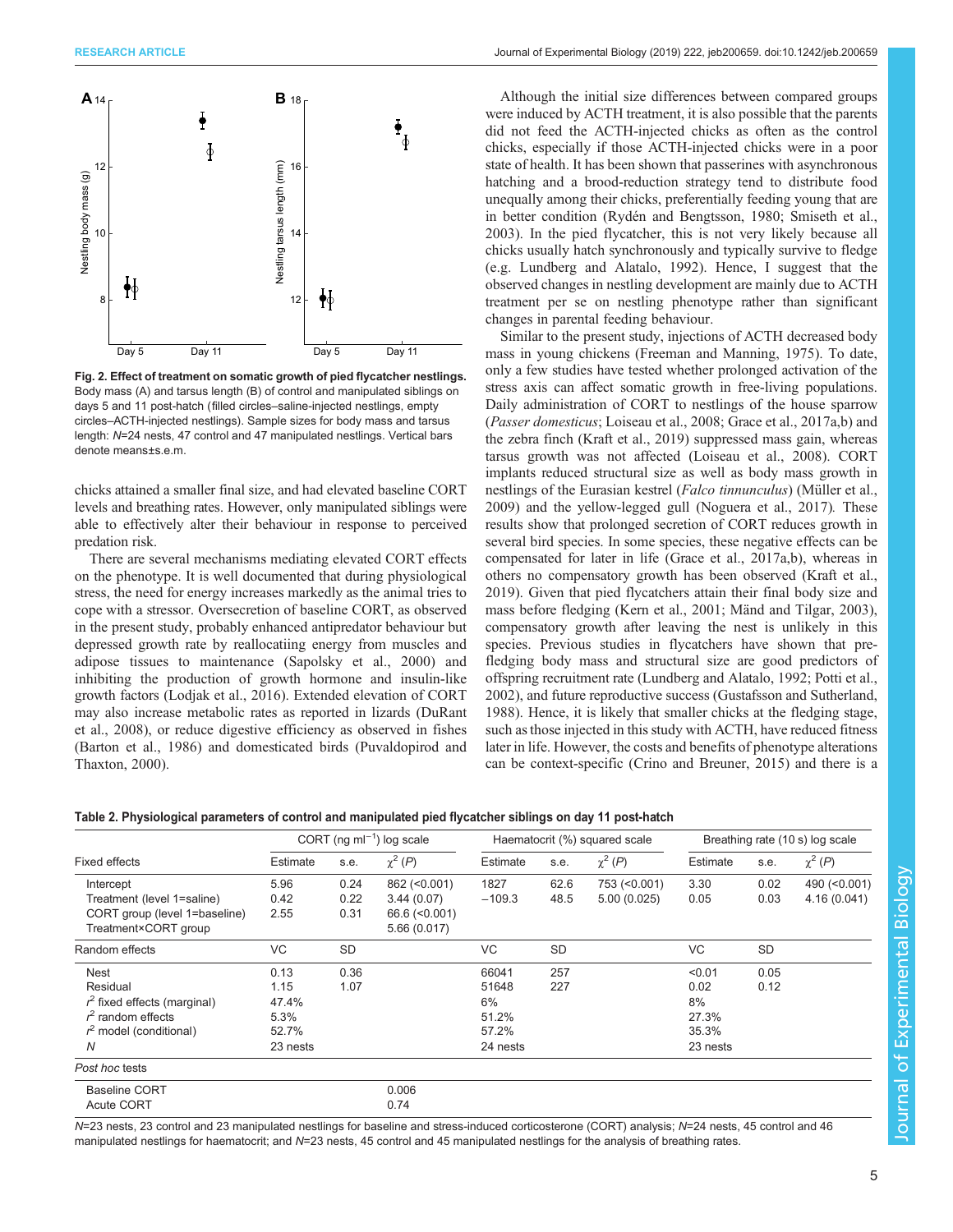Fig. 2. Effect of treatment on somatic growth of pied flycatcher nestlings. Body mass (A) and tarsus length (B) of control and manipulated siblings on days 5 and 11 post-hatch (filled circles–saline-injected nestlings, empty circles–ACTH-injected nestlings). Sample sizes for body mass and tarsus length: $N$=24 nests, 47 control and 47 manipulated nestlings. Vertical bars denote means±s.e.m.

chicks attained a smaller final size, and had elevated baseline CORT levels and breathing rates. However, only manipulated siblings were able to effectively alter their behaviour in response to perceived predation risk.

There are several mechanisms mediating elevated CORT effects on the phenotype. It is well documented that during physiological stress, the need for energy increases markedly as the animal tries to cope with a stressor. Oversecretion of baseline CORT, as observed in the present study, probably enhanced antipredator behaviour but depressed growth rate by reallocatiing energy from muscles and adipose tissues to maintenance (Sapolsky et al., 2000) and inhibiting the production of growth hormone and insulin-like growth factors (Lodjak et al., 2016). Extended elevation of CORT may also increase metabolic rates as reported in lizards (DuRant et al., 2008), or reduce digestive efficiency as observed in fishes (Barton et al., 1986) and domesticated birds (Puvaldopirod and Thaxton, 2000).

Although the initial size differences between compared groups were induced by ACTH treatment, it is also possible that the parents did not feed the ACTH-injected chicks as often as the control chicks, especially if those ACTH-injected chicks were in a poor state of health. It has been shown that passerines with asynchronous hatching and a brood-reduction strategy tend to distribute food unequally among their chicks, preferentially feeding young that are in better condition (Rydén and Bengtsson, 1980; Smiseth et al., 2003). In the pied flycatcher, this is not very likely because all chicks usually hatch synchronously and typically survive to fledge (e.g. Lundberg and Alatalo, 1992). Hence, I suggest that the observed changes in nestling development are mainly due to ACTH treatment per se on nestling phenotype rather than significant changes in parental feeding behaviour.

Similar to the present study, injections of ACTH decreased body mass in young chickens (Freeman and Manning, 1975). To date, only a few studies have tested whether prolonged activation of the stress axis can affect somatic growth in free-living populations. Daily administration of CORT to nestlings of the house sparrow (*Passer domesticus*; Loiseau et al., 2008; Grace et al., 2017a,b) and the zebra finch (Kraft et al., 2019) suppressed mass gain, whereas tarsus growth was not affected (Loiseau et al., 2008). CORT implants reduced structural size as well as body mass growth in nestlings of the Eurasian kestrel (*Falco tinnunculus*) (Müller et al., 2009) and the yellow-legged gull (Noguera et al., 2017). These results show that prolonged secretion of CORT reduces growth in several bird species. In some species, these negative effects can be compensated for later in life (Grace et al., 2017a,b), whereas in others no compensatory growth has been observed (Kraft et al., 2019). Given that pied flycatchers attain their final body size and mass before fledging (Kern et al., 2001; Mänd and Tilgar, 2003), compensatory growth after leaving the nest is unlikely in this species. Previous studies in flycatchers have shown that pre-fledging body mass and structural size are good predictors of offspring recruitment rate (Lundberg and Alatalo, 1992; Potti et al., 2002), and future reproductive success (Gustafsson and Sutherland, 1988). Hence, it is likely that smaller chicks at the fledging stage, such as those injected in this study with ACTH, have reduced fitness later in life. However, the costs and benefits of phenotype alterations can be context-specific (Crino and Breuner, 2015) and there is a

**Table 2. Physiological parameters of control and manipulated pied flycatcher siblings on day 11 post-hatch**

| | CORT (ng ml$^{-1}$) log scale | | | Haematocrit (%) squared scale | | | Breathing rate (10 s) log scale | | |
|---|---|---|---|---|---|---|---|---|---|
| Fixed effects | Estimate | s.e. | $\chi^2$ ($P$) | Estimate | s.e. | $\chi^2$ ($P$) | Estimate | s.e. | $\chi^2$ ($P$) |
| Intercept | 5.96 | 0.24 | 862 (<0.001) | 1827 | 62.6 | 753 (<0.001) | 3.30 | 0.02 | 490 (<0.001) |
| Treatment (level 1=saline) | 0.42 | 0.22 | 3.44 (0.07) | −109.3 | 48.5 | 5.00 (0.025) | 0.05 | 0.03 | 4.16 (0.041) |
| CORT group (level 1=baseline) | 2.55 | 0.31 | 66.6 (<0.001) | | | | | | |
| Treatment×CORT group | | | 5.66 (0.017) | | | | | | |
| Random effects | VC | SD | | VC | SD | | VC | SD | |
| Nest | 0.13 | 0.36 | | 66041 | 257 | | <0.01 | 0.05 | |
| Residual | 1.15 | 1.07 | | 51648 | 227 | | 0.02 | 0.12 | |
| $r^2$ fixed effects (marginal) | 47.4% | | | 6% | | | 8% | | |
| $r^2$ random effects | 5.3% | | | 51.2% | | | 27.3% | | |
| $r^2$ model (conditional) | 52.7% | | | 57.2% | | | 35.3% | | |
| $N$ | 23 nests | | | 24 nests | | | 23 nests | | |
| *Post hoc* tests | | | | | | | | | |
| Baseline CORT | | | 0.006 | | | | | | |
| Acute CORT | | | 0.74 | | | | | | |

$N$=23 nests, 23 control and 23 manipulated nestlings for baseline and stress-induced corticosterone (CORT) analysis; $N$=24 nests, 45 control and 46 manipulated nestlings for haematocrit; and $N$=23 nests, 45 control and 45 manipulated nestlings for the analysis of breathing rates.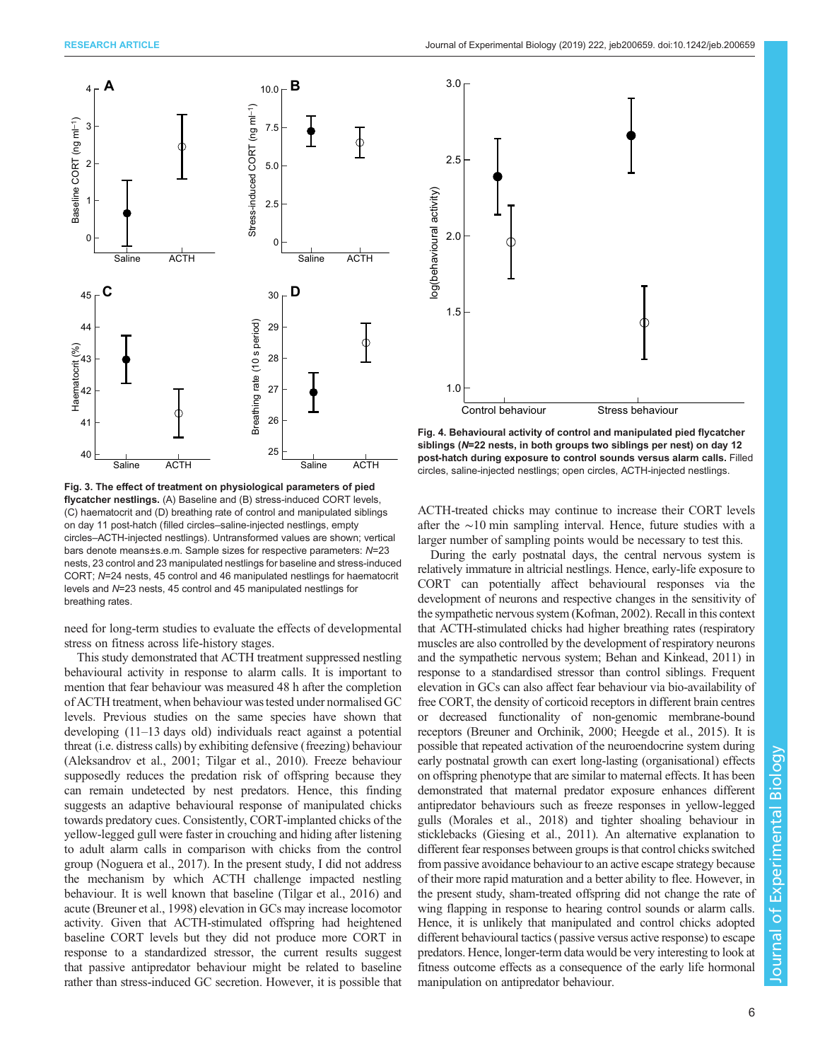**Fig. 3. The effect of treatment on physiological parameters of pied flycatcher nestlings.** (A) Baseline and (B) stress-induced CORT levels, (C) haematocrit and (D) breathing rate of control and manipulated siblings on day 11 post-hatch (filled circles–saline-injected nestlings, empty circles–ACTH-injected nestlings). Untransformed values are shown; vertical bars denote means±s.e.m. Sample sizes for respective parameters: *N*=23 nests, 23 control and 23 manipulated nestlings for baseline and stress-induced CORT; *N*=24 nests, 45 control and 46 manipulated nestlings for haematocrit levels and *N*=23 nests, 45 control and 45 manipulated nestlings for breathing rates.

**Fig. 4. Behavioural activity of control and manipulated pied flycatcher siblings (*N*=22 nests, in both groups two siblings per nest) on day 12 post-hatch during exposure to control sounds versus alarm calls.** Filled circles, saline-injected nestlings; open circles, ACTH-injected nestlings.

need for long-term studies to evaluate the effects of developmental stress on fitness across life-history stages.

This study demonstrated that ACTH treatment suppressed nestling behavioural activity in response to alarm calls. It is important to mention that fear behaviour was measured 48 h after the completion of ACTH treatment, when behaviour was tested under normalised GC levels. Previous studies on the same species have shown that developing (11–13 days old) individuals react against a potential threat (i.e. distress calls) by exhibiting defensive (freezing) behaviour (Aleksandrov et al., 2001; Tilgar et al., 2010). Freeze behaviour supposedly reduces the predation risk of offspring because they can remain undetected by nest predators. Hence, this finding suggests an adaptive behavioural response of manipulated chicks towards predatory cues. Consistently, CORT-implanted chicks of the yellow-legged gull were faster in crouching and hiding after listening to adult alarm calls in comparison with chicks from the control group (Noguera et al., 2017). In the present study, I did not address the mechanism by which ACTH challenge impacted nestling behaviour. It is well known that baseline (Tilgar et al., 2016) and acute (Breuner et al., 1998) elevation in GCs may increase locomotor activity. Given that ACTH-stimulated offspring had heightened baseline CORT levels but they did not produce more CORT in response to a standardized stressor, the current results suggest that passive antipredator behaviour might be related to baseline rather than stress-induced GC secretion. However, it is possible that ACTH-treated chicks may continue to increase their CORT levels after the ∼10 min sampling interval. Hence, future studies with a larger number of sampling points would be necessary to test this.

During the early postnatal days, the central nervous system is relatively immature in altricial nestlings. Hence, early-life exposure to CORT can potentially affect behavioural responses via the development of neurons and respective changes in the sensitivity of the sympathetic nervous system (Kofman, 2002). Recall in this context that ACTH-stimulated chicks had higher breathing rates (respiratory muscles are also controlled by the development of respiratory neurons and the sympathetic nervous system; Behan and Kinkead, 2011) in response to a standardised stressor than control siblings. Frequent elevation in GCs can also affect fear behaviour via bio-availability of free CORT, the density of corticoid receptors in different brain centres or decreased functionality of non-genomic membrane-bound receptors (Breuner and Orchinik, 2000; Heegde et al., 2015). It is possible that repeated activation of the neuroendocrine system during early postnatal growth can exert long-lasting (organisational) effects on offspring phenotype that are similar to maternal effects. It has been demonstrated that maternal predator exposure enhances different antipredator behaviours such as freeze responses in yellow-legged gulls (Morales et al., 2018) and tighter shoaling behaviour in sticklebacks (Giesing et al., 2011). An alternative explanation to different fear responses between groups is that control chicks switched from passive avoidance behaviour to an active escape strategy because of their more rapid maturation and a better ability to flee. However, in the present study, sham-treated offspring did not change the rate of wing flapping in response to hearing control sounds or alarm calls. Hence, it is unlikely that manipulated and control chicks adopted different behavioural tactics (passive versus active response) to escape predators. Hence, longer-term data would be very interesting to look at fitness outcome effects as a consequence of the early life hormonal manipulation on antipredator behaviour.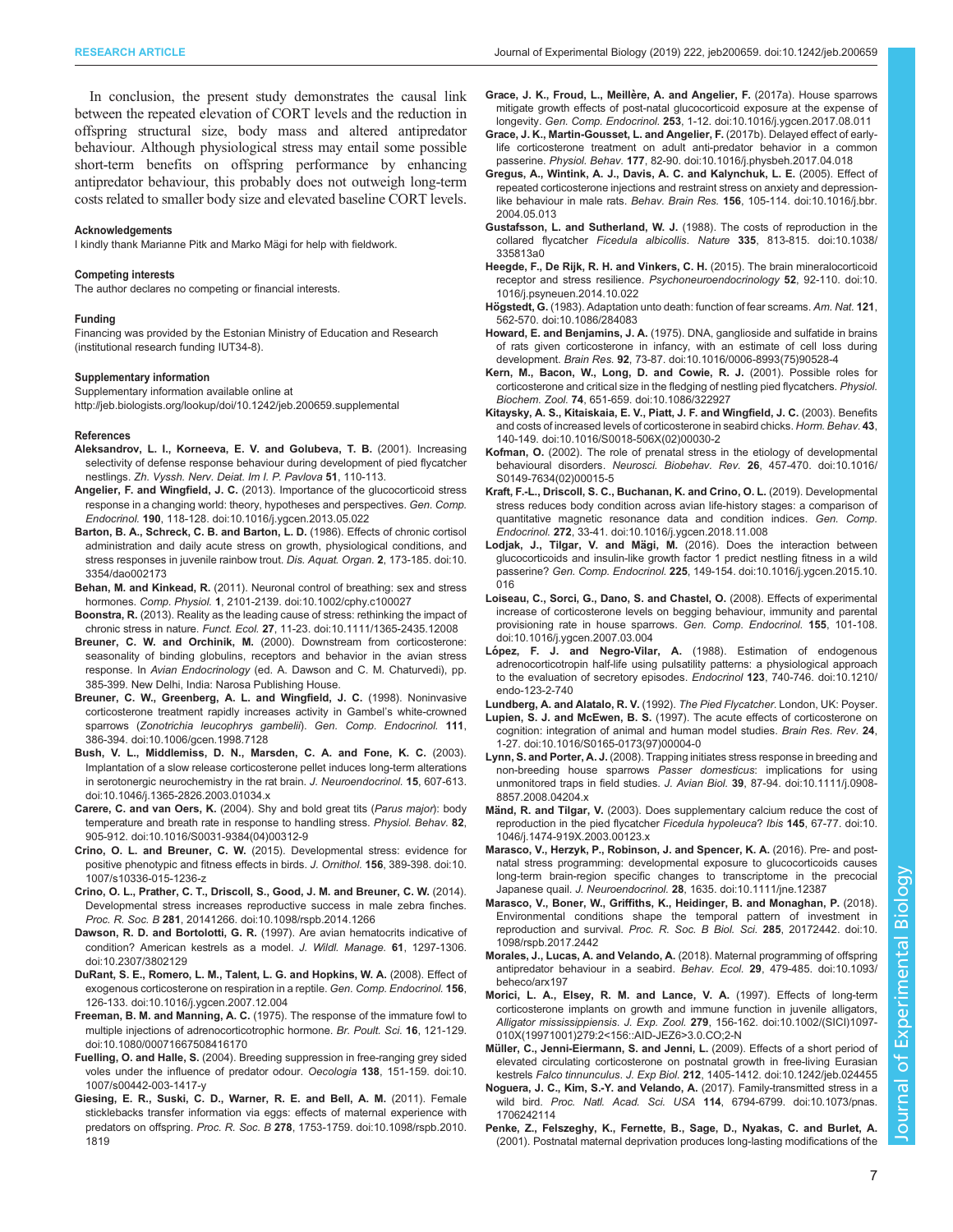In conclusion, the present study demonstrates the causal link between the repeated elevation of CORT levels and the reduction in offspring structural size, body mass and altered antipredator behaviour. Although physiological stress may entail some possible short-term benefits on offspring performance by enhancing antipredator behaviour, this probably does not outweigh long-term costs related to smaller body size and elevated baseline CORT levels.

#### Acknowledgements

I kindly thank Marianne Pitk and Marko Mägi for help with fieldwork.

#### Competing interests

The author declares no competing or financial interests.

#### Funding

Financing was provided by the Estonian Ministry of Education and Research (institutional research funding IUT34-8).

#### Supplementary information

Supplementary information available online at http://jeb.biologists.org/lookup/doi/10.1242/jeb.200659.supplemental

#### References

**Aleksandrov, L. I., Korneeva, E. V. and Golubeva, T. B.** (2001). Increasing selectivity of defense response behaviour during development of pied flycatcher nestlings. *Zh. Vyssh. Nerv. Deiat. Im I. P. Pavlova* **51**, 110-113.

**Angelier, F. and Wingfield, J. C.** (2013). Importance of the glucocorticoid stress response in a changing world: theory, hypotheses and perspectives. *Gen. Comp. Endocrinol.* **190**, 118-128. doi:10.1016/j.ygcen.2013.05.022

**Barton, B. A., Schreck, C. B. and Barton, L. D.** (1986). Effects of chronic cortisol administration and daily acute stress on growth, physiological conditions, and stress responses in juvenile rainbow trout. *Dis. Aquat. Organ.* **2**, 173-185. doi:10.3354/dao002173

**Behan, M. and Kinkead, R.** (2011). Neuronal control of breathing: sex and stress hormones. *Comp. Physiol.* **1**, 2101-2139. doi:10.1002/cphy.c100027

**Boonstra, R.** (2013). Reality as the leading cause of stress: rethinking the impact of chronic stress in nature. *Funct. Ecol.* **27**, 11-23. doi:10.1111/1365-2435.12008

**Breuner, C. W. and Orchinik, M.** (2000). Downstream from corticosterone: seasonality of binding globulins, receptors and behavior in the avian stress response. In *Avian Endocrinology* (ed. A. Dawson and C. M. Chaturvedi), pp. 385-399. New Delhi, India: Narosa Publishing House.

**Breuner, C. W., Greenberg, A. L. and Wingfield, J. C.** (1998). Noninvasive corticosterone treatment rapidly increases activity in Gambel's white-crowned sparrows (*Zonotrichia leucophrys gambelii*). *Gen. Comp. Endocrinol.* **111**, 386-394. doi:10.1006/gcen.1998.7128

**Bush, V. L., Middlemiss, D. N., Marsden, C. A. and Fone, K. C.** (2003). Implantation of a slow release corticosterone pellet induces long-term alterations in serotonergic neurochemistry in the rat brain. *J. Neuroendocrinol.* **15**, 607-613. doi:10.1046/j.1365-2826.2003.01034.x

**Carere, C. and van Oers, K.** (2004). Shy and bold great tits (*Parus major*): body temperature and breath rate in response to handling stress. *Physiol. Behav.* **82**, 905-912. doi:10.1016/S0031-9384(04)00312-9

**Crino, O. L. and Breuner, C. W.** (2015). Developmental stress: evidence for positive phenotypic and fitness effects in birds. *J. Ornithol.* **156**, 389-398. doi:10.1007/s10336-015-1236-z

**Crino, O. L., Prather, C. T., Driscoll, S., Good, J. M. and Breuner, C. W.** (2014). Developmental stress increases reproductive success in male zebra finches. *Proc. R. Soc. B* **281**, 20141266. doi:10.1098/rspb.2014.1266

**Dawson, R. D. and Bortolotti, G. R.** (1997). Are avian hematocrits indicative of condition? American kestrels as a model. *J. Wildl. Manage.* **61**, 1297-1306. doi:10.2307/3802129

**DuRant, S. E., Romero, L. M., Talent, L. G. and Hopkins, W. A.** (2008). Effect of exogenous corticosterone on respiration in a reptile. *Gen. Comp. Endocrinol.* **156**, 126-133. doi:10.1016/j.ygcen.2007.12.004

**Freeman, B. M. and Manning, A. C.** (1975). The response of the immature fowl to multiple injections of adrenocorticotrophic hormone. *Br. Poult. Sci.* **16**, 121-129. doi:10.1080/00071667508416170

**Fuelling, O. and Halle, S.** (2004). Breeding suppression in free-ranging grey sided voles under the influence of predator odour. *Oecologia* **138**, 151-159. doi:10.1007/s00442-003-1417-y

**Giesing, E. R., Suski, C. D., Warner, R. E. and Bell, A. M.** (2011). Female sticklebacks transfer information via eggs: effects of maternal experience with predators on offspring. *Proc. R. Soc. B* **278**, 1753-1759. doi:10.1098/rspb.2010.1819

**Grace, J. K., Froud, L., Meillère, A. and Angelier, F.** (2017a). House sparrows mitigate growth effects of post-natal glucocorticoid exposure at the expense of longevity. *Gen. Comp. Endocrinol.* **253**, 1-12. doi:10.1016/j.ygcen.2017.08.011

**Grace, J. K., Martin-Gousset, L. and Angelier, F.** (2017b). Delayed effect of early-life corticosterone treatment on adult anti-predator behavior in a common passerine. *Physiol. Behav.* **177**, 82-90. doi:10.1016/j.physbeh.2017.04.018

**Gregus, A., Wintink, A. J., Davis, A. C. and Kalynchuk, L. E.** (2005). Effect of repeated corticosterone injections and restraint stress on anxiety and depression-like behaviour in male rats. *Behav. Brain Res.* **156**, 105-114. doi:10.1016/j.bbr.2004.05.013

**Gustafsson, L. and Sutherland, W. J.** (1988). The costs of reproduction in the collared flycatcher *Ficedula albicollis*. *Nature* **335**, 813-815. doi:10.1038/335813a0

**Heegde, F., De Rijk, R. H. and Vinkers, C. H.** (2015). The brain mineralocorticoid receptor and stress resilience. *Psychoneuroendocrinology* **52**, 92-110. doi:10.1016/j.psyneuen.2014.10.022

**Högstedt, G.** (1983). Adaptation unto death: function of fear screams. *Am. Nat.* **121**, 562-570. doi:10.1086/284083

**Howard, E. and Benjamins, J. A.** (1975). DNA, ganglioside and sulfatide in brains of rats given corticosterone in infancy, with an estimate of cell loss during development. *Brain Res.* **92**, 73-87. doi:10.1016/0006-8993(75)90528-4

**Kern, M., Bacon, W., Long, D. and Cowie, R. J.** (2001). Possible roles for corticosterone and critical size in the fledging of nestling pied flycatchers. *Physiol. Biochem. Zool.* **74**, 651-659. doi:10.1086/322927

**Kitaysky, A. S., Kitaiskaia, E. V., Piatt, J. F. and Wingfield, J. C.** (2003). Benefits and costs of increased levels of corticosterone in seabird chicks. *Horm. Behav.* **43**, 140-149. doi:10.1016/S0018-506X(02)00030-2

**Kofman, O.** (2002). The role of prenatal stress in the etiology of developmental behavioural disorders. *Neurosci. Biobehav. Rev.* **26**, 457-470. doi:10.1016/S0149-7634(02)00015-5

**Kraft, F.-L., Driscoll, S. C., Buchanan, K. and Crino, O. L.** (2019). Developmental stress reduces body condition across avian life-history stages: a comparison of quantitative magnetic resonance data and condition indices. *Gen. Comp. Endocrinol.* **272**, 33-41. doi:10.1016/j.ygcen.2018.11.008

**Lodjak, J., Tilgar, V. and Mägi, M.** (2016). Does the interaction between glucocorticoids and insulin-like growth factor 1 predict nestling fitness in a wild passerine? *Gen. Comp. Endocrinol.* **225**, 149-154. doi:10.1016/j.ygcen.2015.10.016

**Loiseau, C., Sorci, G., Dano, S. and Chastel, O.** (2008). Effects of experimental increase of corticosterone levels on begging behaviour, immunity and parental provisioning rate in house sparrows. *Gen. Comp. Endocrinol.* **155**, 101-108. doi:10.1016/j.ygcen.2007.03.004

**López, F. J. and Negro-Vilar, A.** (1988). Estimation of endogenous adrenocorticotropin half-life using pulsatility patterns: a physiological approach to the evaluation of secretory episodes. *Endocrinol* **123**, 740-746. doi:10.1210/endo-123-2-740

**Lundberg, A. and Alatalo, R. V.** (1992). *The Pied Flycatcher*. London, UK: Poyser.

**Lupien, S. J. and McEwen, B. S.** (1997). The acute effects of corticosterone on cognition: integration of animal and human model studies. *Brain Res. Rev.* **24**, 1-27. doi:10.1016/S0165-0173(97)00004-0

**Lynn, S. and Porter, A. J.** (2008). Trapping initiates stress response in breeding and non-breeding house sparrows *Passer domesticus*: implications for using unmonitored traps in field studies. *J. Avian Biol.* **39**, 87-94. doi:10.1111/j.0908-8857.2008.04204.x

**Mänd, R. and Tilgar, V.** (2003). Does supplementary calcium reduce the cost of reproduction in the pied flycatcher *Ficedula hypoleuca*? *Ibis* **145**, 67-77. doi:10.1046/j.1474-919X.2003.00123.x

**Marasco, V., Herzyk, P., Robinson, J. and Spencer, K. A.** (2016). Pre- and post-natal stress programming: developmental exposure to glucocorticoids causes long-term brain-region specific changes to transcriptome in the precocial Japanese quail. *J. Neuroendocrinol.* **28**, 1635. doi:10.1111/jne.12387

**Marasco, V., Boner, W., Griffiths, K., Heidinger, B. and Monaghan, P.** (2018). Environmental conditions shape the temporal pattern of investment in reproduction and survival. *Proc. R. Soc. B Biol. Sci.* **285**, 20172442. doi:10.1098/rspb.2017.2442

**Morales, J., Lucas, A. and Velando, A.** (2018). Maternal programming of offspring antipredator behaviour in a seabird. *Behav. Ecol.* **29**, 479-485. doi:10.1093/beheco/arx197

**Morici, L. A., Elsey, R. M. and Lance, V. A.** (1997). Effects of long-term corticosterone implants on growth and immune function in juvenile alligators, *Alligator mississippiensis*. *J. Exp. Zool.* **279**, 156-162. doi:10.1002/(SICI)1097-010X(19971001)279:2<156::AID-JEZ6>3.0.CO;2-N

**Müller, C., Jenni-Eiermann, S. and Jenni, L.** (2009). Effects of a short period of elevated circulating corticosterone on postnatal growth in free-living Eurasian kestrels *Falco tinnunculus*. *J. Exp Biol.* **212**, 1405-1412. doi:10.1242/jeb.024455

**Noguera, J. C., Kim, S.-Y. and Velando, A.** (2017). Family-transmitted stress in a wild bird. *Proc. Natl. Acad. Sci. USA* **114**, 6794-6799. doi:10.1073/pnas.1706242114

**Penke, Z., Felszeghy, K., Fernette, B., Sage, D., Nyakas, C. and Burlet, A.** (2001). Postnatal maternal deprivation produces long-lasting modifications of the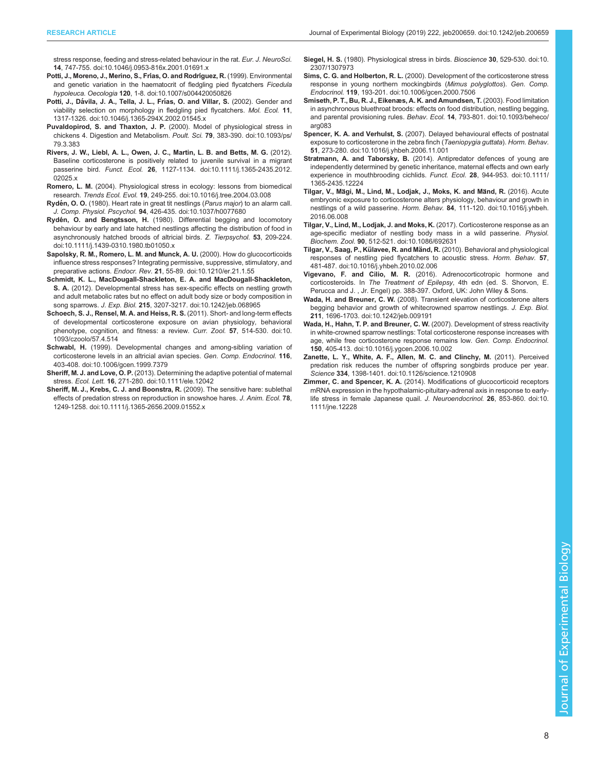stress response, feeding and stress-related behaviour in the rat. *Eur. J. NeuroSci.* **14**, 747-755. doi:10.1046/j.0953-816x.2001.01691.x

**Potti, J., Moreno, J., Merino, S., Frías, O. and Rodríguez, R.** (1999). Environmental and genetic variation in the haematocrit of fledgling pied flycatchers *Ficedula hypoleuca*. *Oecologia* **120**, 1-8. doi:10.1007/s004420050826

**Potti, J., Dávila, J. A., Tella, J. L., Frías, O. and Villar, S.** (2002). Gender and viability selection on morphology in fledgling pied flycatchers. *Mol. Ecol.* **11**, 1317-1326. doi:10.1046/j.1365-294X.2002.01545.x

**Puvaldopirod, S. and Thaxton, J. P.** (2000). Model of physiological stress in chickens 4. Digestion and Metabolism. *Poult. Sci.* **79**, 383-390. doi:10.1093/ps/79.3.383

**Rivers, J. W., Liebl, A. L., Owen, J. C., Martin, L. B. and Betts, M. G.** (2012). Baseline corticosterone is positively related to juvenile survival in a migrant passerine bird. *Funct. Ecol.* **26**, 1127-1134. doi:10.1111/j.1365-2435.2012.02025.x

**Romero, L. M.** (2004). Physiological stress in ecology: lessons from biomedical research. *Trends Ecol. Evol.* **19**, 249-255. doi:10.1016/j.tree.2004.03.008

**Rydén, O. O.** (1980). Heart rate in great tit nestlings (*Parus major*) to an alarm call. *J. Comp. Physiol. Psychol.* **94**, 426-435. doi:10.1037/h0077680

**Rydén, O. and Bengtsson, H.** (1980). Differential begging and locomotory behaviour by early and late hatched nestlings affecting the distribution of food in asynchronously hatched broods of altricial birds. *Z. Tierpsychol.* **53**, 209-224. doi:10.1111/j.1439-0310.1980.tb01050.x

**Sapolsky, R. M., Romero, L. M. and Munck, A. U.** (2000). How do glucocorticoids influence stress responses? Integrating permissive, suppressive, stimulatory, and preparative actions. *Endocr. Rev.* **21**, 55-89. doi:10.1210/er.21.1.55

**Schmidt, K. L., MacDougall-Shackleton, E. A. and MacDougall-Shackleton, S. A.** (2012). Developmental stress has sex-specific effects on nestling growth and adult metabolic rates but no effect on adult body size or body composition in song sparrows. *J. Exp. Biol.* **215**, 3207-3217. doi:10.1242/jeb.068965

**Schoech, S. J., Rensel, M. A. and Heiss, R. S.** (2011). Short- and long-term effects of developmental corticosterone exposure on avian physiology, behavioral phenotype, cognition, and fitness: a review. *Curr. Zool.* **57**, 514-530. doi:10.1093/czoolo/57.4.514

**Schwabl, H.** (1999). Developmental changes and among-sibling variation of corticosterone levels in an altricial avian species. *Gen. Comp. Endocrinol.* **116**, 403-408. doi:10.1006/gcen.1999.7379

**Sheriff, M. J. and Love, O. P.** (2013). Determining the adaptive potential of maternal stress. *Ecol. Lett.* **16**, 271-280. doi:10.1111/ele.12042

**Sheriff, M. J., Krebs, C. J. and Boonstra, R.** (2009). The sensitive hare: sublethal effects of predation stress on reproduction in snowshoe hares. *J. Anim. Ecol.* **78**, 1249-1258. doi:10.1111/j.1365-2656.2009.01552.x

**Siegel, H. S.** (1980). Physiological stress in birds. *Bioscience* **30**, 529-530. doi:10.2307/1307973

**Sims, C. G. and Holberton, R. L.** (2000). Development of the corticosterone stress response in young northern mockingbirds (*Mimus polyglottos*). *Gen. Comp. Endocrinol.* **119**, 193-201. doi:10.1006/gcen.2000.7506

**Smiseth, P. T., Bu, R. J., Eikenæs, A. K. and Amundsen, T.** (2003). Food limitation in asynchronous bluethroat broods: effects on food distribution, nestling begging, and parental provisioning rules. *Behav. Ecol.* **14**, 793-801. doi:10.1093/beheco/arg083

**Spencer, K. A. and Verhulst, S.** (2007). Delayed behavioural effects of postnatal exposure to corticosterone in the zebra finch (*Taeniopygia guttata*). *Horm. Behav.* **51**, 273-280. doi:10.1016/j.yhbeh.2006.11.001

**Stratmann, A. and Taborsky, B.** (2014). Antipredator defences of young are independently determined by genetic inheritance, maternal effects and own early experience in mouthbrooding cichlids. *Funct. Ecol.* **28**, 944-953. doi:10.1111/1365-2435.12224

**Tilgar, V., Mägi, M., Lind, M., Lodjak, J., Moks, K. and Mänd, R.** (2016). Acute embryonic exposure to corticosterone alters physiology, behaviour and growth in nestlings of a wild passerine. *Horm. Behav.* **84**, 111-120. doi:10.1016/j.yhbeh.2016.06.008

**Tilgar, V., Lind, M., Lodjak, J. and Moks, K.** (2017). Corticosterone response as an age-specific mediator of nestling body mass in a wild passerine. *Physiol. Biochem. Zool.* **90**, 512-521. doi:10.1086/692631

**Tilgar, V., Saag, P., Külavee, R. and Mänd, R.** (2010). Behavioral and physiological responses of nestling pied flycatchers to acoustic stress. *Horm. Behav.* **57**, 481-487. doi:10.1016/j.yhbeh.2010.02.006

**Vigevano, F. and Cilio, M. R.** (2016). Adrenocorticotropic hormone and corticosteroids. In *The Treatment of Epilepsy*, 4th edn (ed. S. Shorvon, E. Perucca and J. , Jr. Engel) pp. 388-397. Oxford, UK: John Wiley & Sons.

**Wada, H. and Breuner, C. W.** (2008). Transient elevation of corticosterone alters begging behavior and growth of whitecrowned sparrow nestlings. *J. Exp. Biol.* **211**, 1696-1703. doi:10.1242/jeb.009191

**Wada, H., Hahn, T. P. and Breuner, C. W.** (2007). Development of stress reactivity in white-crowned sparrow nestlings: Total corticosterone response increases with age, while free corticosterone response remains low. *Gen. Comp. Endocrinol.* **150**, 405-413. doi:10.1016/j.ygcen.2006.10.002

**Zanette, L. Y., White, A. F., Allen, M. C. and Clinchy, M.** (2011). Perceived predation risk reduces the number of offspring songbirds produce per year. *Science* **334**, 1398-1401. doi:10.1126/science.1210908

**Zimmer, C. and Spencer, K. A.** (2014). Modifications of glucocorticoid receptors mRNA expression in the hypothalamic-pituitary-adrenal axis in response to early-life stress in female Japanese quail. *J. Neuroendocrinol.* **26**, 853-860. doi:10.1111/jne.12228